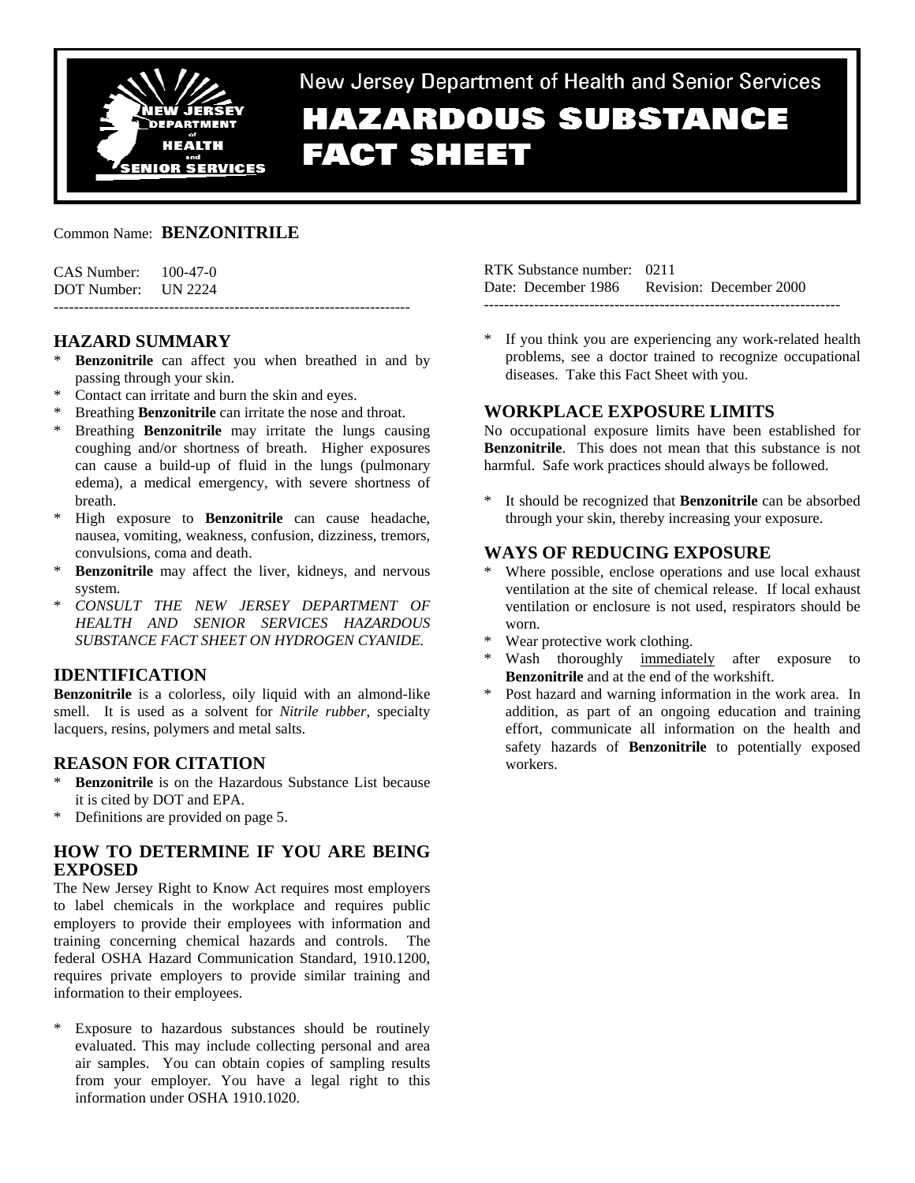New Jersey Department of Health and Senior Services

# HAZARDOUS SUBSTANCE FACT SHEET

Common Name: **BENZONITRILE**

CAS Number: 100-47-0
DOT Number: UN 2224

RTK Substance number: 0211
Date: December 1986 Revision: December 2000

---

## HAZARD SUMMARY

* **Benzonitrile** can affect you when breathed in and by passing through your skin.
* Contact can irritate and burn the skin and eyes.
* Breathing **Benzonitrile** can irritate the nose and throat.
* Breathing **Benzonitrile** may irritate the lungs causing coughing and/or shortness of breath. Higher exposures can cause a build-up of fluid in the lungs (pulmonary edema), a medical emergency, with severe shortness of breath.
* High exposure to **Benzonitrile** can cause headache, nausea, vomiting, weakness, confusion, dizziness, tremors, convulsions, coma and death.
* **Benzonitrile** may affect the liver, kidneys, and nervous system.
* *CONSULT THE NEW JERSEY DEPARTMENT OF HEALTH AND SENIOR SERVICES HAZARDOUS SUBSTANCE FACT SHEET ON HYDROGEN CYANIDE.*

## IDENTIFICATION

**Benzonitrile** is a colorless, oily liquid with an almond-like smell. It is used as a solvent for *Nitrile rubber*, specialty lacquers, resins, polymers and metal salts.

## REASON FOR CITATION

* **Benzonitrile** is on the Hazardous Substance List because it is cited by DOT and EPA.
* Definitions are provided on page 5.

## HOW TO DETERMINE IF YOU ARE BEING EXPOSED

The New Jersey Right to Know Act requires most employers to label chemicals in the workplace and requires public employers to provide their employees with information and training concerning chemical hazards and controls. The federal OSHA Hazard Communication Standard, 1910.1200, requires private employers to provide similar training and information to their employees.

* Exposure to hazardous substances should be routinely evaluated. This may include collecting personal and area air samples. You can obtain copies of sampling results from your employer. You have a legal right to this information under OSHA 1910.1020.
* If you think you are experiencing any work-related health problems, see a doctor trained to recognize occupational diseases. Take this Fact Sheet with you.

## WORKPLACE EXPOSURE LIMITS

No occupational exposure limits have been established for **Benzonitrile**. This does not mean that this substance is not harmful. Safe work practices should always be followed.

* It should be recognized that **Benzonitrile** can be absorbed through your skin, thereby increasing your exposure.

## WAYS OF REDUCING EXPOSURE

* Where possible, enclose operations and use local exhaust ventilation at the site of chemical release. If local exhaust ventilation or enclosure is not used, respirators should be worn.
* Wear protective work clothing.
* Wash thoroughly immediately after exposure to **Benzonitrile** and at the end of the workshift.
* Post hazard and warning information in the work area. In addition, as part of an ongoing education and training effort, communicate all information on the health and safety hazards of **Benzonitrile** to potentially exposed workers.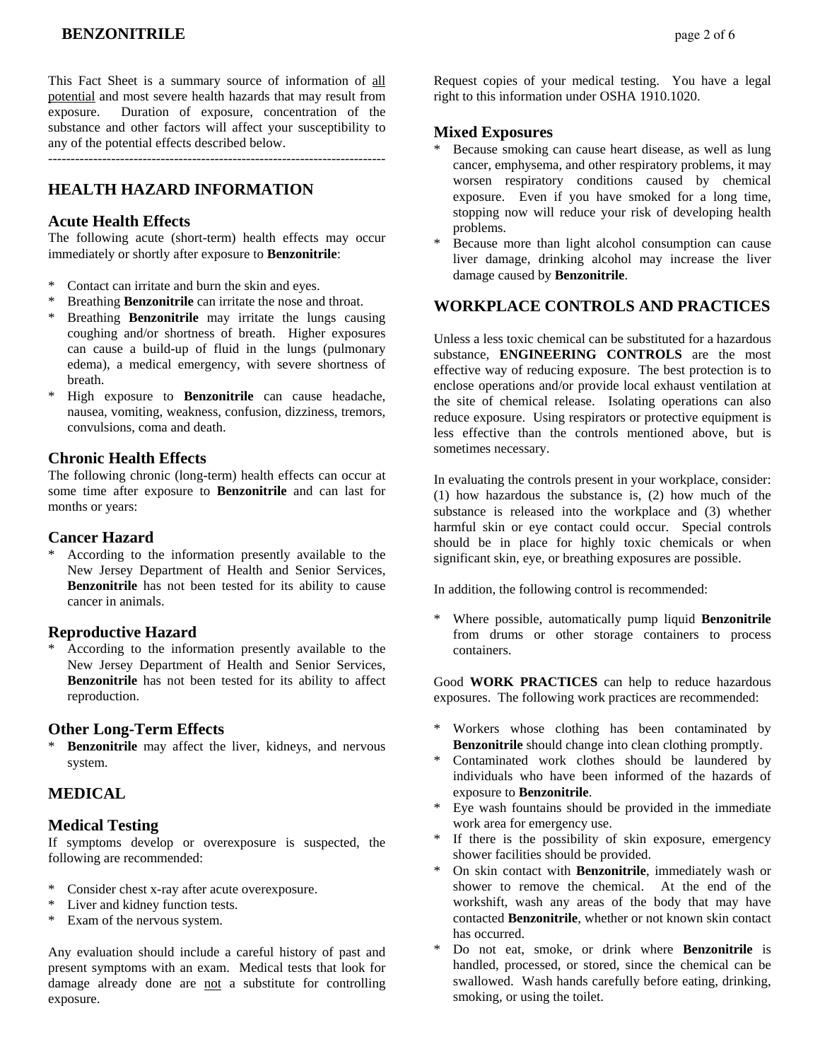This Fact Sheet is a summary source of information of all potential and most severe health hazards that may result from exposure. Duration of exposure, concentration of the substance and other factors will affect your susceptibility to any of the potential effects described below.

---

## HEALTH HAZARD INFORMATION

### Acute Health Effects

The following acute (short-term) health effects may occur immediately or shortly after exposure to **Benzonitrile**:

* Contact can irritate and burn the skin and eyes.
* Breathing **Benzonitrile** can irritate the nose and throat.
* Breathing **Benzonitrile** may irritate the lungs causing coughing and/or shortness of breath. Higher exposures can cause a build-up of fluid in the lungs (pulmonary edema), a medical emergency, with severe shortness of breath.
* High exposure to **Benzonitrile** can cause headache, nausea, vomiting, weakness, confusion, dizziness, tremors, convulsions, coma and death.

### Chronic Health Effects

The following chronic (long-term) health effects can occur at some time after exposure to **Benzonitrile** and can last for months or years:

### Cancer Hazard

* According to the information presently available to the New Jersey Department of Health and Senior Services, **Benzonitrile** has not been tested for its ability to cause cancer in animals.

### Reproductive Hazard

* According to the information presently available to the New Jersey Department of Health and Senior Services, **Benzonitrile** has not been tested for its ability to affect reproduction.

### Other Long-Term Effects

* **Benzonitrile** may affect the liver, kidneys, and nervous system.

## MEDICAL

### Medical Testing

If symptoms develop or overexposure is suspected, the following are recommended:

* Consider chest x-ray after acute overexposure.
* Liver and kidney function tests.
* Exam of the nervous system.

Any evaluation should include a careful history of past and present symptoms with an exam. Medical tests that look for damage already done are not a substitute for controlling exposure.

Request copies of your medical testing. You have a legal right to this information under OSHA 1910.1020.

### Mixed Exposures

* Because smoking can cause heart disease, as well as lung cancer, emphysema, and other respiratory problems, it may worsen respiratory conditions caused by chemical exposure. Even if you have smoked for a long time, stopping now will reduce your risk of developing health problems.
* Because more than light alcohol consumption can cause liver damage, drinking alcohol may increase the liver damage caused by **Benzonitrile**.

## WORKPLACE CONTROLS AND PRACTICES

Unless a less toxic chemical can be substituted for a hazardous substance, **ENGINEERING CONTROLS** are the most effective way of reducing exposure. The best protection is to enclose operations and/or provide local exhaust ventilation at the site of chemical release. Isolating operations can also reduce exposure. Using respirators or protective equipment is less effective than the controls mentioned above, but is sometimes necessary.

In evaluating the controls present in your workplace, consider: (1) how hazardous the substance is, (2) how much of the substance is released into the workplace and (3) whether harmful skin or eye contact could occur. Special controls should be in place for highly toxic chemicals or when significant skin, eye, or breathing exposures are possible.

In addition, the following control is recommended:

* Where possible, automatically pump liquid **Benzonitrile** from drums or other storage containers to process containers.

Good **WORK PRACTICES** can help to reduce hazardous exposures. The following work practices are recommended:

* Workers whose clothing has been contaminated by **Benzonitrile** should change into clean clothing promptly.
* Contaminated work clothes should be laundered by individuals who have been informed of the hazards of exposure to **Benzonitrile**.
* Eye wash fountains should be provided in the immediate work area for emergency use.
* If there is the possibility of skin exposure, emergency shower facilities should be provided.
* On skin contact with **Benzonitrile**, immediately wash or shower to remove the chemical. At the end of the workshift, wash any areas of the body that may have contacted **Benzonitrile**, whether or not known skin contact has occurred.
* Do not eat, smoke, or drink where **Benzonitrile** is handled, processed, or stored, since the chemical can be swallowed. Wash hands carefully before eating, drinking, smoking, or using the toilet.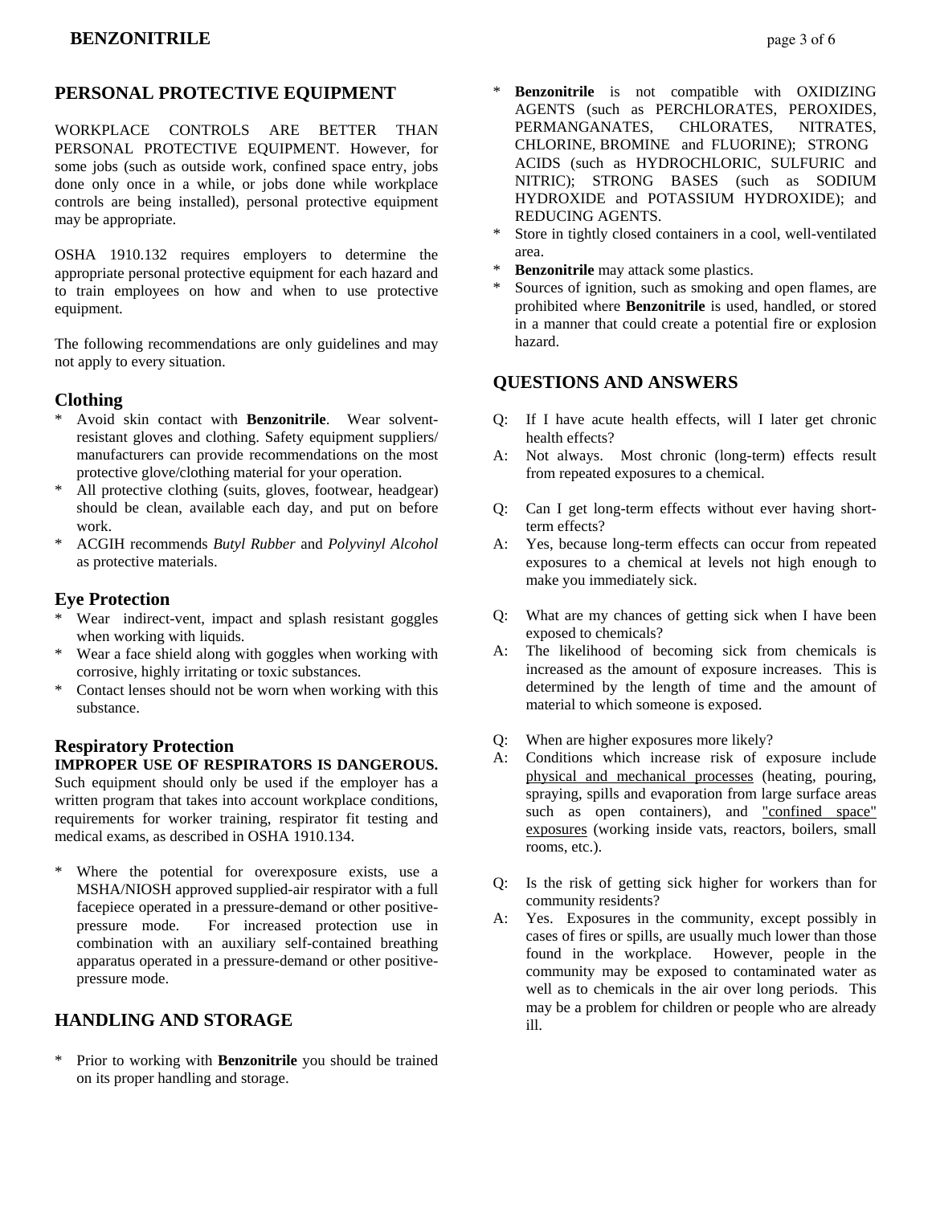## PERSONAL PROTECTIVE EQUIPMENT

WORKPLACE CONTROLS ARE BETTER THAN PERSONAL PROTECTIVE EQUIPMENT. However, for some jobs (such as outside work, confined space entry, jobs done only once in a while, or jobs done while workplace controls are being installed), personal protective equipment may be appropriate.

OSHA 1910.132 requires employers to determine the appropriate personal protective equipment for each hazard and to train employees on how and when to use protective equipment.

The following recommendations are only guidelines and may not apply to every situation.

### Clothing

* Avoid skin contact with **Benzonitrile**. Wear solvent-resistant gloves and clothing. Safety equipment suppliers/ manufacturers can provide recommendations on the most protective glove/clothing material for your operation.
* All protective clothing (suits, gloves, footwear, headgear) should be clean, available each day, and put on before work.
* ACGIH recommends *Butyl Rubber* and *Polyvinyl Alcohol* as protective materials.

### Eye Protection

* Wear indirect-vent, impact and splash resistant goggles when working with liquids.
* Wear a face shield along with goggles when working with corrosive, highly irritating or toxic substances.
* Contact lenses should not be worn when working with this substance.

### Respiratory Protection

**IMPROPER USE OF RESPIRATORS IS DANGEROUS.** Such equipment should only be used if the employer has a written program that takes into account workplace conditions, requirements for worker training, respirator fit testing and medical exams, as described in OSHA 1910.134.

* Where the potential for overexposure exists, use a MSHA/NIOSH approved supplied-air respirator with a full facepiece operated in a pressure-demand or other positive-pressure mode. For increased protection use in combination with an auxiliary self-contained breathing apparatus operated in a pressure-demand or other positive-pressure mode.

## HANDLING AND STORAGE

* Prior to working with **Benzonitrile** you should be trained on its proper handling and storage.
* **Benzonitrile** is not compatible with OXIDIZING AGENTS (such as PERCHLORATES, PEROXIDES, PERMANGANATES, CHLORATES, NITRATES, CHLORINE, BROMINE and FLUORINE); STRONG ACIDS (such as HYDROCHLORIC, SULFURIC and NITRIC); STRONG BASES (such as SODIUM HYDROXIDE and POTASSIUM HYDROXIDE); and REDUCING AGENTS.
* Store in tightly closed containers in a cool, well-ventilated area.
* **Benzonitrile** may attack some plastics.
* Sources of ignition, such as smoking and open flames, are prohibited where **Benzonitrile** is used, handled, or stored in a manner that could create a potential fire or explosion hazard.

## QUESTIONS AND ANSWERS

Q: If I have acute health effects, will I later get chronic health effects?

A: Not always. Most chronic (long-term) effects result from repeated exposures to a chemical.

Q: Can I get long-term effects without ever having short-term effects?

A: Yes, because long-term effects can occur from repeated exposures to a chemical at levels not high enough to make you immediately sick.

Q: What are my chances of getting sick when I have been exposed to chemicals?

A: The likelihood of becoming sick from chemicals is increased as the amount of exposure increases. This is determined by the length of time and the amount of material to which someone is exposed.

Q: When are higher exposures more likely?

A: Conditions which increase risk of exposure include physical and mechanical processes (heating, pouring, spraying, spills and evaporation from large surface areas such as open containers), and "confined space" exposures (working inside vats, reactors, boilers, small rooms, etc.).

Q: Is the risk of getting sick higher for workers than for community residents?

A: Yes. Exposures in the community, except possibly in cases of fires or spills, are usually much lower than those found in the workplace. However, people in the community may be exposed to contaminated water as well as to chemicals in the air over long periods. This may be a problem for children or people who are already ill.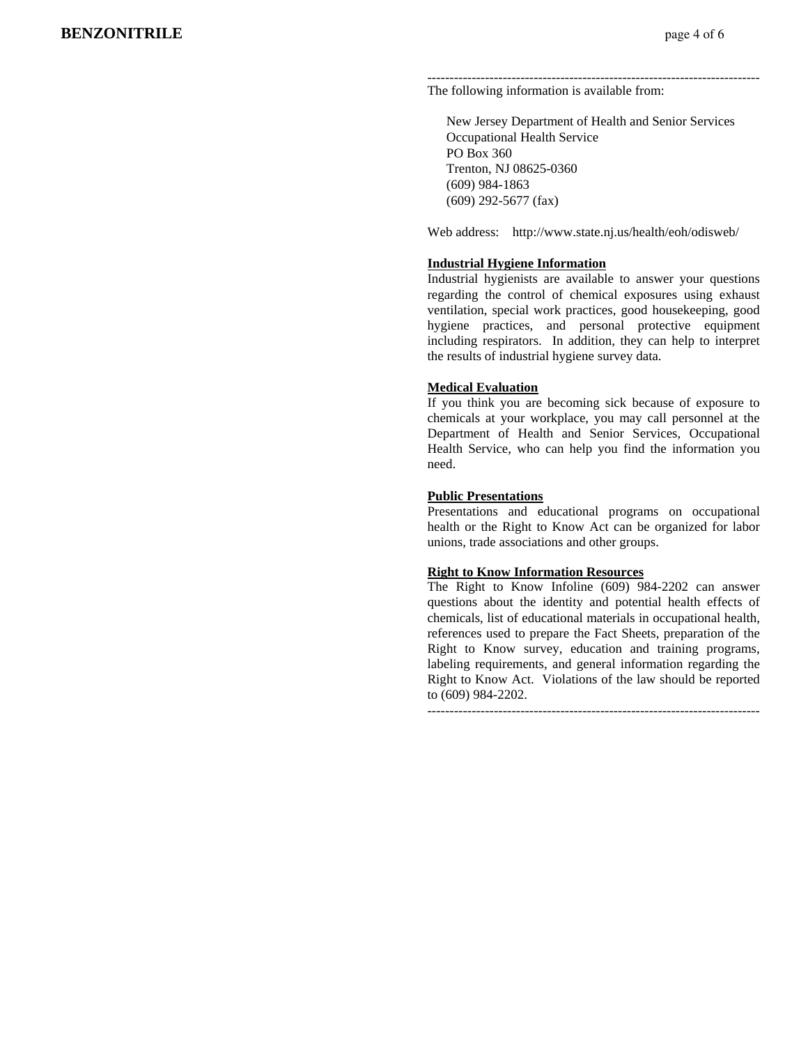---

The following information is available from:

New Jersey Department of Health and Senior Services
Occupational Health Service
PO Box 360
Trenton, NJ 08625-0360
(609) 984-1863
(609) 292-5677 (fax)

Web address: http://www.state.nj.us/health/eoh/odisweb/

**Industrial Hygiene Information**

Industrial hygienists are available to answer your questions regarding the control of chemical exposures using exhaust ventilation, special work practices, good housekeeping, good hygiene practices, and personal protective equipment including respirators. In addition, they can help to interpret the results of industrial hygiene survey data.

**Medical Evaluation**

If you think you are becoming sick because of exposure to chemicals at your workplace, you may call personnel at the Department of Health and Senior Services, Occupational Health Service, who can help you find the information you need.

**Public Presentations**

Presentations and educational programs on occupational health or the Right to Know Act can be organized for labor unions, trade associations and other groups.

**Right to Know Information Resources**

The Right to Know Infoline (609) 984-2202 can answer questions about the identity and potential health effects of chemicals, list of educational materials in occupational health, references used to prepare the Fact Sheets, preparation of the Right to Know survey, education and training programs, labeling requirements, and general information regarding the Right to Know Act. Violations of the law should be reported to (609) 984-2202.

---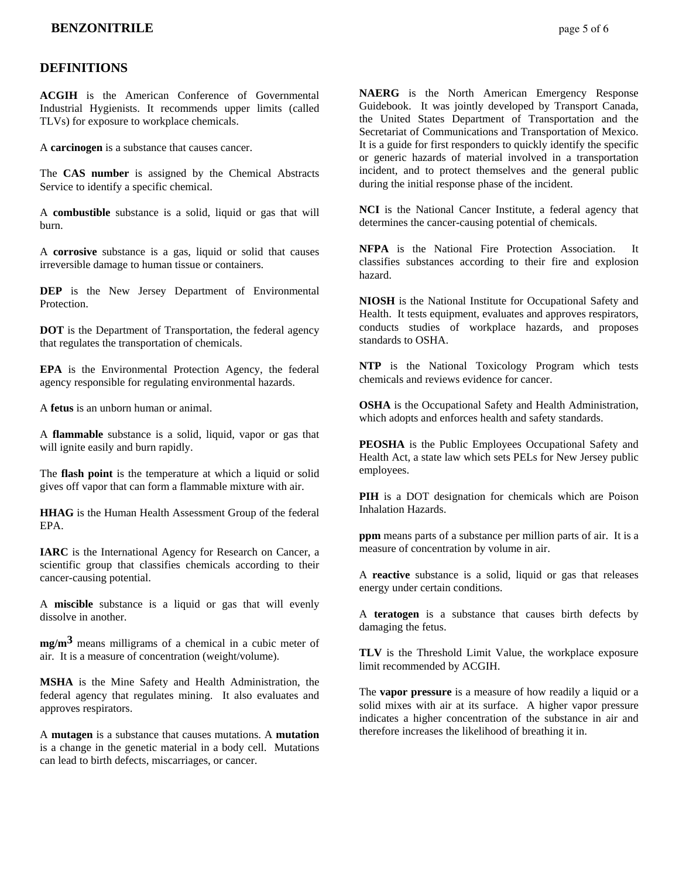## DEFINITIONS

**ACGIH** is the American Conference of Governmental Industrial Hygienists. It recommends upper limits (called TLVs) for exposure to workplace chemicals.

A **carcinogen** is a substance that causes cancer.

The **CAS number** is assigned by the Chemical Abstracts Service to identify a specific chemical.

A **combustible** substance is a solid, liquid or gas that will burn.

A **corrosive** substance is a gas, liquid or solid that causes irreversible damage to human tissue or containers.

**DEP** is the New Jersey Department of Environmental Protection.

**DOT** is the Department of Transportation, the federal agency that regulates the transportation of chemicals.

**EPA** is the Environmental Protection Agency, the federal agency responsible for regulating environmental hazards.

A **fetus** is an unborn human or animal.

A **flammable** substance is a solid, liquid, vapor or gas that will ignite easily and burn rapidly.

The **flash point** is the temperature at which a liquid or solid gives off vapor that can form a flammable mixture with air.

**HHAG** is the Human Health Assessment Group of the federal EPA.

**IARC** is the International Agency for Research on Cancer, a scientific group that classifies chemicals according to their cancer-causing potential.

A **miscible** substance is a liquid or gas that will evenly dissolve in another.

**$mg/m^3$** means milligrams of a chemical in a cubic meter of air. It is a measure of concentration (weight/volume).

**MSHA** is the Mine Safety and Health Administration, the federal agency that regulates mining. It also evaluates and approves respirators.

A **mutagen** is a substance that causes mutations. A **mutation** is a change in the genetic material in a body cell. Mutations can lead to birth defects, miscarriages, or cancer.

**NAERG** is the North American Emergency Response Guidebook. It was jointly developed by Transport Canada, the United States Department of Transportation and the Secretariat of Communications and Transportation of Mexico. It is a guide for first responders to quickly identify the specific or generic hazards of material involved in a transportation incident, and to protect themselves and the general public during the initial response phase of the incident.

**NCI** is the National Cancer Institute, a federal agency that determines the cancer-causing potential of chemicals.

**NFPA** is the National Fire Protection Association. It classifies substances according to their fire and explosion hazard.

**NIOSH** is the National Institute for Occupational Safety and Health. It tests equipment, evaluates and approves respirators, conducts studies of workplace hazards, and proposes standards to OSHA.

**NTP** is the National Toxicology Program which tests chemicals and reviews evidence for cancer.

**OSHA** is the Occupational Safety and Health Administration, which adopts and enforces health and safety standards.

**PEOSHA** is the Public Employees Occupational Safety and Health Act, a state law which sets PELs for New Jersey public employees.

**PIH** is a DOT designation for chemicals which are Poison Inhalation Hazards.

**ppm** means parts of a substance per million parts of air. It is a measure of concentration by volume in air.

A **reactive** substance is a solid, liquid or gas that releases energy under certain conditions.

A **teratogen** is a substance that causes birth defects by damaging the fetus.

**TLV** is the Threshold Limit Value, the workplace exposure limit recommended by ACGIH.

The **vapor pressure** is a measure of how readily a liquid or a solid mixes with air at its surface. A higher vapor pressure indicates a higher concentration of the substance in air and therefore increases the likelihood of breathing it in.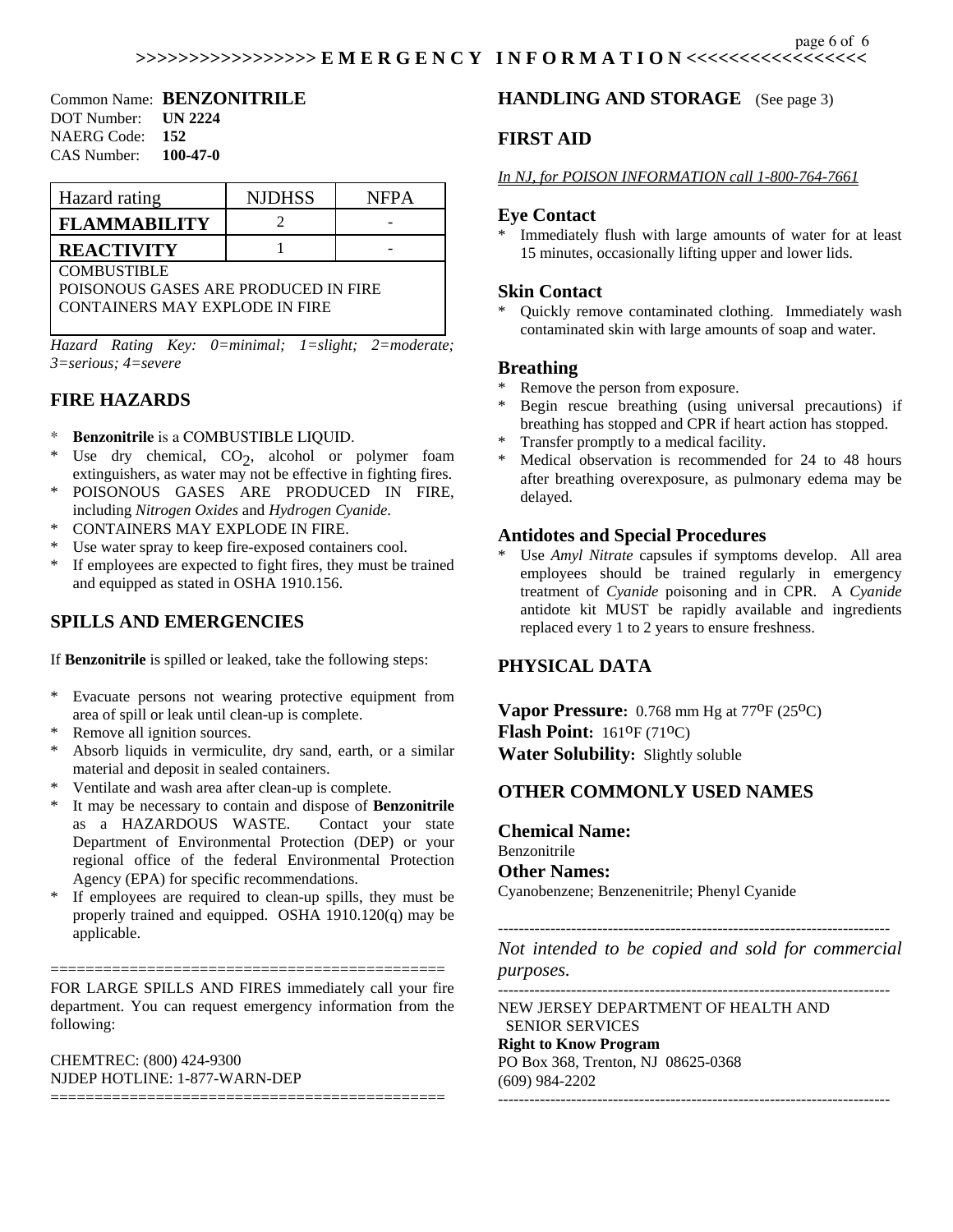# >>>>>>>>>>>>>>>>> E M E R G E N C Y I N F O R M A T I O N <<<<<<<<<<<<<<<<<

Common Name: **BENZONITRILE**
DOT Number: **UN 2224**
NAERG Code: **152**
CAS Number: **100-47-0**

| Hazard rating | NJDHSS | NFPA |
|---|---|---|
| **FLAMMABILITY** | 2 | - |
| **REACTIVITY** | 1 | - |
| COMBUSTIBLE POISONOUS GASES ARE PRODUCED IN FIRE CONTAINERS MAY EXPLODE IN FIRE | | |

*Hazard Rating Key: 0=minimal; 1=slight; 2=moderate; 3=serious; 4=severe*

## FIRE HAZARDS

* **Benzonitrile** is a COMBUSTIBLE LIQUID.
* Use dry chemical, $CO_2$, alcohol or polymer foam extinguishers, as water may not be effective in fighting fires.
* POISONOUS GASES ARE PRODUCED IN FIRE, including *Nitrogen Oxides* and *Hydrogen Cyanide*.
* CONTAINERS MAY EXPLODE IN FIRE.
* Use water spray to keep fire-exposed containers cool.
* If employees are expected to fight fires, they must be trained and equipped as stated in OSHA 1910.156.

## SPILLS AND EMERGENCIES

If **Benzonitrile** is spilled or leaked, take the following steps:

* Evacuate persons not wearing protective equipment from area of spill or leak until clean-up is complete.
* Remove all ignition sources.
* Absorb liquids in vermiculite, dry sand, earth, or a similar material and deposit in sealed containers.
* Ventilate and wash area after clean-up is complete.
* It may be necessary to contain and dispose of **Benzonitrile** as a HAZARDOUS WASTE. Contact your state Department of Environmental Protection (DEP) or your regional office of the federal Environmental Protection Agency (EPA) for specific recommendations.
* If employees are required to clean-up spills, they must be properly trained and equipped. OSHA 1910.120(q) may be applicable.

============================================

FOR LARGE SPILLS AND FIRES immediately call your fire department. You can request emergency information from the following:

CHEMTREC: (800) 424-9300
NJDEP HOTLINE: 1-877-WARN-DEP

============================================

## HANDLING AND STORAGE (See page 3)

## FIRST AID

*In NJ, for POISON INFORMATION call 1-800-764-7661*

### Eye Contact

* Immediately flush with large amounts of water for at least 15 minutes, occasionally lifting upper and lower lids.

### Skin Contact

* Quickly remove contaminated clothing. Immediately wash contaminated skin with large amounts of soap and water.

### Breathing

* Remove the person from exposure.
* Begin rescue breathing (using universal precautions) if breathing has stopped and CPR if heart action has stopped.
* Transfer promptly to a medical facility.
* Medical observation is recommended for 24 to 48 hours after breathing overexposure, as pulmonary edema may be delayed.

### Antidotes and Special Procedures

* Use *Amyl Nitrate* capsules if symptoms develop. All area employees should be trained regularly in emergency treatment of *Cyanide* poisoning and in CPR. A *Cyanide* antidote kit MUST be rapidly available and ingredients replaced every 1 to 2 years to ensure freshness.

## PHYSICAL DATA

**Vapor Pressure:** 0.768 mm Hg at 77°F (25°C)
**Flash Point:** 161°F (71°C)
**Water Solubility:** Slightly soluble

## OTHER COMMONLY USED NAMES

### Chemical Name:

Benzonitrile

### Other Names:

Cyanobenzene; Benzenenitrile; Phenyl Cyanide

---

*Not intended to be copied and sold for commercial purposes.*

---

NEW JERSEY DEPARTMENT OF HEALTH AND SENIOR SERVICES
**Right to Know Program**
PO Box 368, Trenton, NJ 08625-0368
(609) 984-2202